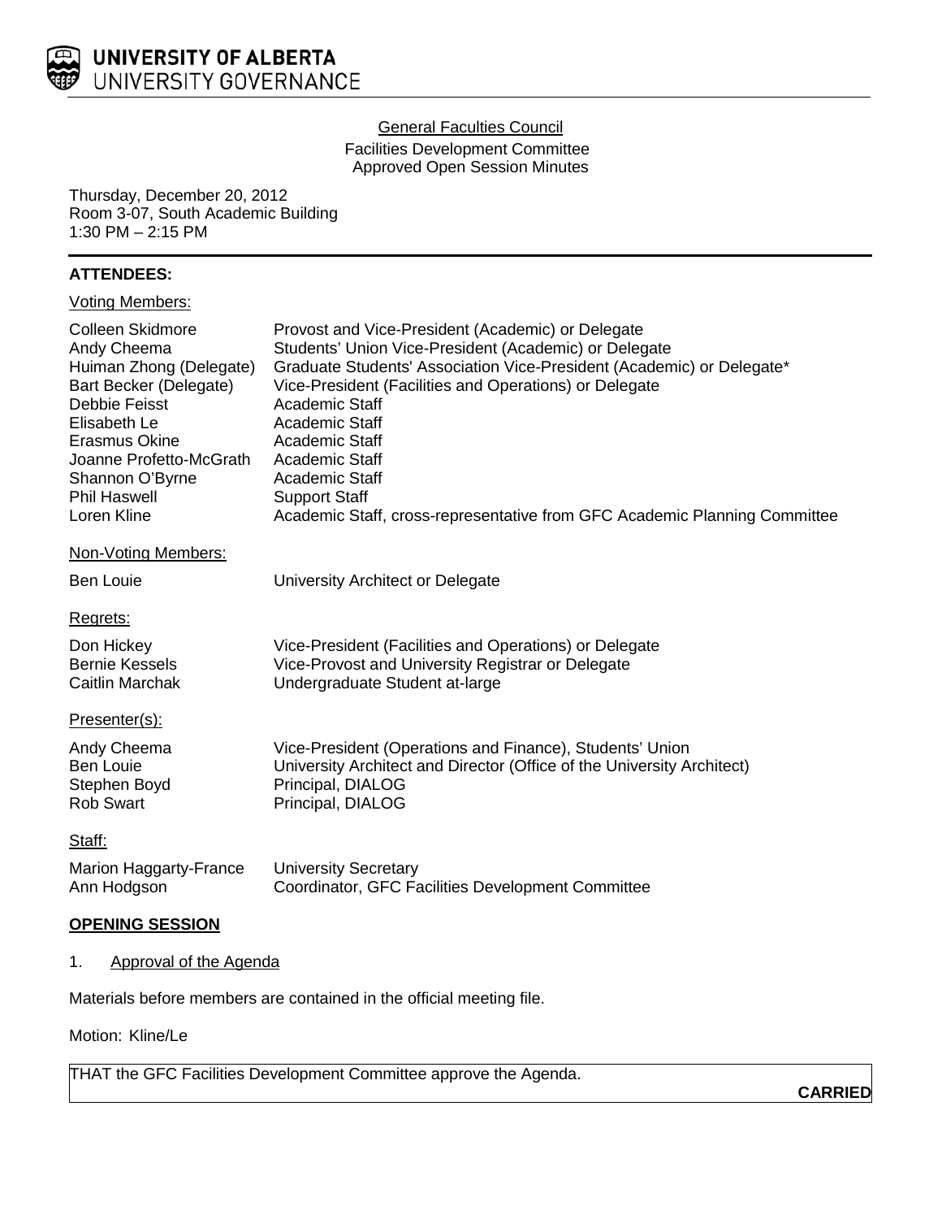UNIVERSITY OF ALBERTA
UNIVERSITY GOVERNANCE

General Faculties Council
Facilities Development Committee
Approved Open Session Minutes

Thursday, December 20, 2012
Room 3-07, South Academic Building
1:30 PM – 2:15 PM

**ATTENDEES:**

Voting Members:

| | |
|---|---|
| Colleen Skidmore | Provost and Vice-President (Academic) or Delegate |
| Andy Cheema | Students' Union Vice-President (Academic) or Delegate |
| Huiman Zhong (Delegate) | Graduate Students' Association Vice-President (Academic) or Delegate* |
| Bart Becker (Delegate) | Vice-President (Facilities and Operations) or Delegate |
| Debbie Feisst | Academic Staff |
| Elisabeth Le | Academic Staff |
| Erasmus Okine | Academic Staff |
| Joanne Profetto-McGrath | Academic Staff |
| Shannon O'Byrne | Academic Staff |
| Phil Haswell | Support Staff |
| Loren Kline | Academic Staff, cross-representative from GFC Academic Planning Committee |

Non-Voting Members:

| | |
|---|---|
| Ben Louie | University Architect or Delegate |

Regrets:

| | |
|---|---|
| Don Hickey | Vice-President (Facilities and Operations) or Delegate |
| Bernie Kessels | Vice-Provost and University Registrar or Delegate |
| Caitlin Marchak | Undergraduate Student at-large |

Presenter(s):

| | |
|---|---|
| Andy Cheema | Vice-President (Operations and Finance), Students' Union |
| Ben Louie | University Architect and Director (Office of the University Architect) |
| Stephen Boyd | Principal, DIALOG |
| Rob Swart | Principal, DIALOG |

Staff:

| | |
|---|---|
| Marion Haggarty-France | University Secretary |
| Ann Hodgson | Coordinator, GFC Facilities Development Committee |

**OPENING SESSION**

1. Approval of the Agenda

Materials before members are contained in the official meeting file.

Motion: Kline/Le

THAT the GFC Facilities Development Committee approve the Agenda.

**CARRIED**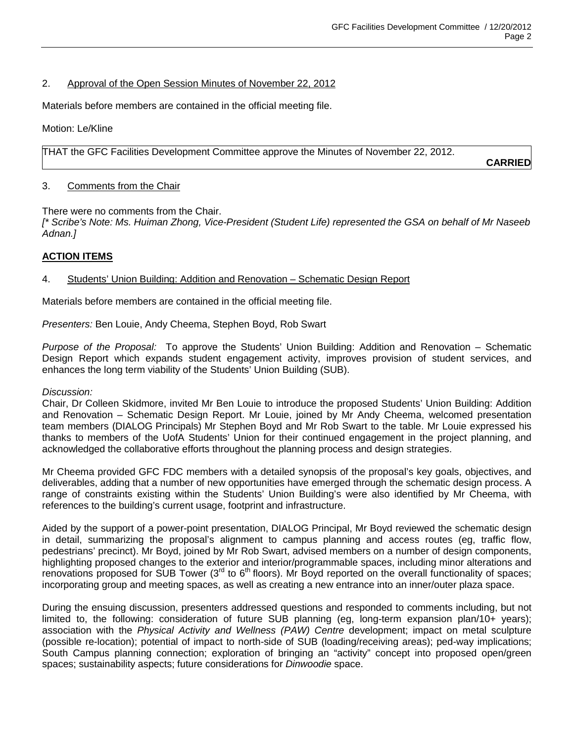2. Approval of the Open Session Minutes of November 22, 2012

Materials before members are contained in the official meeting file.

Motion: Le/Kline

THAT the GFC Facilities Development Committee approve the Minutes of November 22, 2012.

**CARRIED**

3. Comments from the Chair

There were no comments from the Chair.

*[\* Scribe's Note: Ms. Huiman Zhong, Vice-President (Student Life) represented the GSA on behalf of Mr Naseeb Adnan.]*

## ACTION ITEMS

4. Students' Union Building: Addition and Renovation – Schematic Design Report

Materials before members are contained in the official meeting file.

*Presenters:* Ben Louie, Andy Cheema, Stephen Boyd, Rob Swart

*Purpose of the Proposal:* To approve the Students' Union Building: Addition and Renovation – Schematic Design Report which expands student engagement activity, improves provision of student services, and enhances the long term viability of the Students' Union Building (SUB).

*Discussion:*

Chair, Dr Colleen Skidmore, invited Mr Ben Louie to introduce the proposed Students' Union Building: Addition and Renovation – Schematic Design Report. Mr Louie, joined by Mr Andy Cheema, welcomed presentation team members (DIALOG Principals) Mr Stephen Boyd and Mr Rob Swart to the table. Mr Louie expressed his thanks to members of the UofA Students' Union for their continued engagement in the project planning, and acknowledged the collaborative efforts throughout the planning process and design strategies.

Mr Cheema provided GFC FDC members with a detailed synopsis of the proposal's key goals, objectives, and deliverables, adding that a number of new opportunities have emerged through the schematic design process. A range of constraints existing within the Students' Union Building's were also identified by Mr Cheema, with references to the building's current usage, footprint and infrastructure.

Aided by the support of a power-point presentation, DIALOG Principal, Mr Boyd reviewed the schematic design in detail, summarizing the proposal's alignment to campus planning and access routes (eg, traffic flow, pedestrians' precinct). Mr Boyd, joined by Mr Rob Swart, advised members on a number of design components, highlighting proposed changes to the exterior and interior/programmable spaces, including minor alterations and renovations proposed for SUB Tower (3rd to 6th floors). Mr Boyd reported on the overall functionality of spaces; incorporating group and meeting spaces, as well as creating a new entrance into an inner/outer plaza space.

During the ensuing discussion, presenters addressed questions and responded to comments including, but not limited to, the following: consideration of future SUB planning (eg, long-term expansion plan/10+ years); association with the *Physical Activity and Wellness (PAW) Centre* development; impact on metal sculpture (possible re-location); potential of impact to north-side of SUB (loading/receiving areas); ped-way implications; South Campus planning connection; exploration of bringing an "activity" concept into proposed open/green spaces; sustainability aspects; future considerations for *Dinwoodie* space.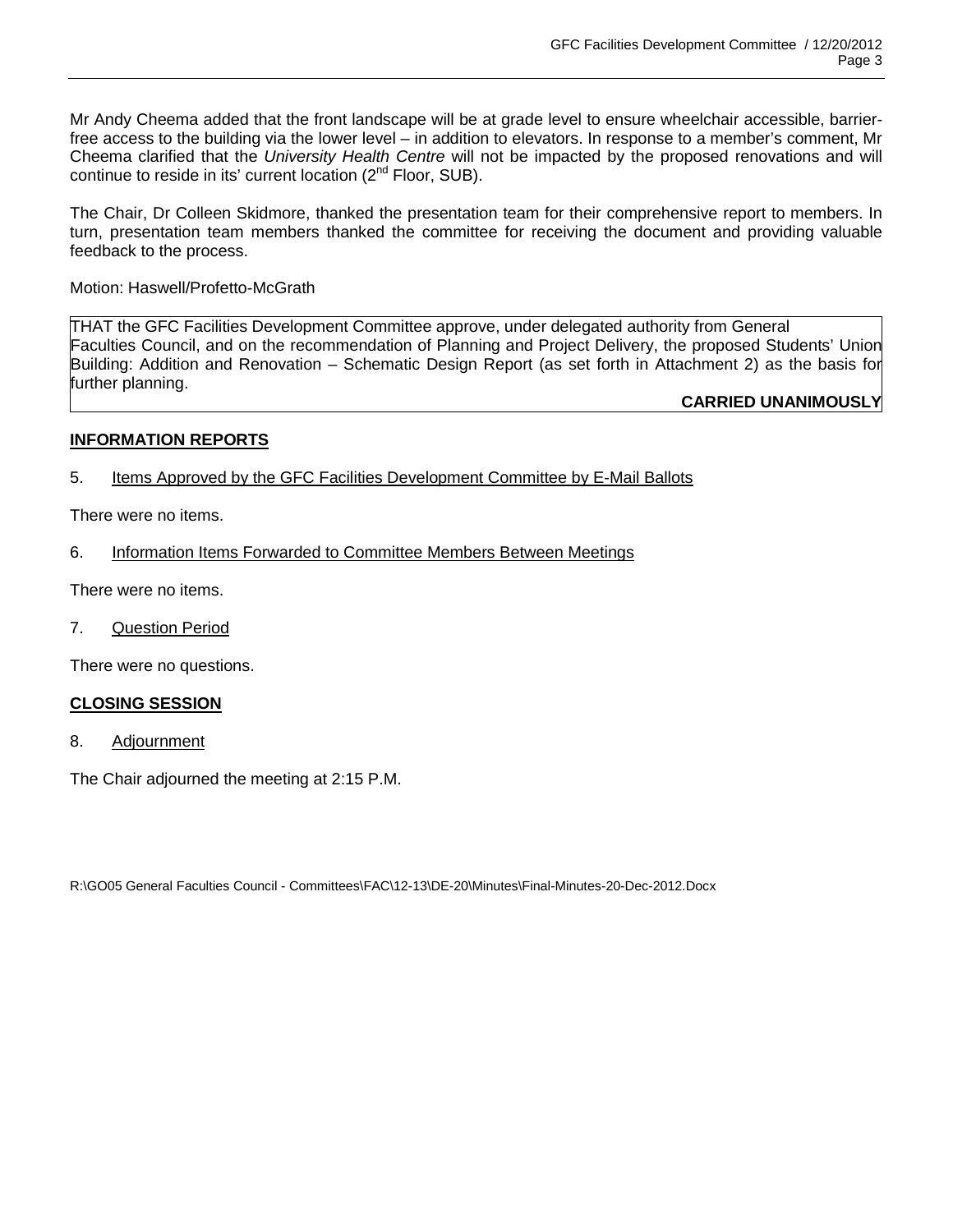Mr Andy Cheema added that the front landscape will be at grade level to ensure wheelchair accessible, barrier-free access to the building via the lower level – in addition to elevators. In response to a member's comment, Mr Cheema clarified that the *University Health Centre* will not be impacted by the proposed renovations and will continue to reside in its' current location (2nd Floor, SUB).

The Chair, Dr Colleen Skidmore, thanked the presentation team for their comprehensive report to members. In turn, presentation team members thanked the committee for receiving the document and providing valuable feedback to the process.

Motion: Haswell/Profetto-McGrath

THAT the GFC Facilities Development Committee approve, under delegated authority from General Faculties Council, and on the recommendation of Planning and Project Delivery, the proposed Students' Union Building: Addition and Renovation – Schematic Design Report (as set forth in Attachment 2) as the basis for further planning.

**CARRIED UNANIMOUSLY**

## INFORMATION REPORTS

5. Items Approved by the GFC Facilities Development Committee by E-Mail Ballots

There were no items.

6. Information Items Forwarded to Committee Members Between Meetings

There were no items.

7. Question Period

There were no questions.

## CLOSING SESSION

8. Adjournment

The Chair adjourned the meeting at 2:15 P.M.

R:\GO05 General Faculties Council - Committees\FAC\12-13\DE-20\Minutes\Final-Minutes-20-Dec-2012.Docx